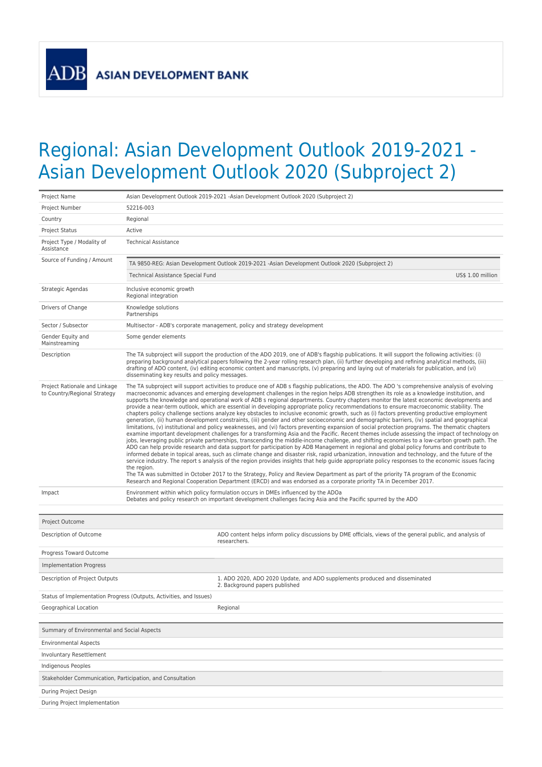ADB ASIAN DEVELOPMENT BANK

# Regional: Asian Development Outlook 2019-2021 - Asian Development Outlook 2020 (Subproject 2)

| | |
|---|---|
| Project Name | Asian Development Outlook 2019-2021 -Asian Development Outlook 2020 (Subproject 2) |
| Project Number | 52216-003 |
| Country | Regional |
| Project Status | Active |
| Project Type / Modality of Assistance | Technical Assistance |
| Source of Funding / Amount | TA 9850-REG: Asian Development Outlook 2019-2021 -Asian Development Outlook 2020 (Subproject 2)<br>Technical Assistance Special Fund — US$ 1.00 million |
| Strategic Agendas | Inclusive economic growth<br>Regional integration |
| Drivers of Change | Knowledge solutions<br>Partnerships |
| Sector / Subsector | Multisector - ADB's corporate management, policy and strategy development |
| Gender Equity and Mainstreaming | Some gender elements |
| Description | The TA subproject will support the production of the ADO 2019, one of ADB's flagship publications. It will support the following activities: (i) preparing background analytical papers following the 2-year rolling research plan, (ii) further developing and refining analytical methods, (iii) drafting of ADO content, (iv) editing economic content and manuscripts, (v) preparing and laying out of materials for publication, and (vi) disseminating key results and policy messages. |
| Project Rationale and Linkage to Country/Regional Strategy | The TA subproject will support activities to produce one of ADB s flagship publications, the ADO. The ADO 's comprehensive analysis of evolving macroeconomic advances and emerging development challenges in the region helps ADB strengthen its role as a knowledge institution, and supports the knowledge and operational work of ADB s regional departments. Country chapters monitor the latest economic developments and provide a near-term outlook, which are essential in developing appropriate policy recommendations to ensure macroeconomic stability. The chapters policy challenge sections analyze key obstacles to inclusive economic growth, such as (i) factors preventing productive employment generation, (ii) human development constraints, (iii) gender and other socioeconomic and demographic barriers, (iv) spatial and geographical limitations, (v) institutional and policy weaknesses, and (vi) factors preventing expansion of social protection programs. The thematic chapters examine important development challenges for a transforming Asia and the Pacific. Recent themes include assessing the impact of technology on jobs, leveraging public private partnerships, transcending the middle-income challenge, and shifting economies to a low-carbon growth path. The ADO can help provide research and data support for participation by ADB Management in regional and global policy forums and contribute to informed debate in topical areas, such as climate change and disaster risk, rapid urbanization, innovation and technology, and the future of the service industry. The report s analysis of the region provides insights that help guide appropriate policy responses to the economic issues facing the region.<br>The TA was submitted in October 2017 to the Strategy, Policy and Review Department as part of the priority TA program of the Economic Research and Regional Cooperation Department (ERCD) and was endorsed as a corporate priority TA in December 2017. |
| Impact | Environment within which policy formulation occurs in DMEs influenced by the ADOa<br>Debates and policy research on important development challenges facing Asia and the Pacific spurred by the ADO |

| Project Outcome | |
|---|---|
| Description of Outcome | ADO content helps inform policy discussions by DME officials, views of the general public, and analysis of researchers. |
| Progress Toward Outcome | |
| **Implementation Progress** | |
| Description of Project Outputs | 1. ADO 2020, ADO 2020 Update, and ADO supplements produced and disseminated<br>2. Background papers published |
| Status of Implementation Progress (Outputs, Activities, and Issues) | |
| Geographical Location | Regional |

| Summary of Environmental and Social Aspects | |
|---|---|
| Environmental Aspects | |
| Involuntary Resettlement | |
| Indigenous Peoples | |
| **Stakeholder Communication, Participation, and Consultation** | |
| During Project Design | |
| During Project Implementation | |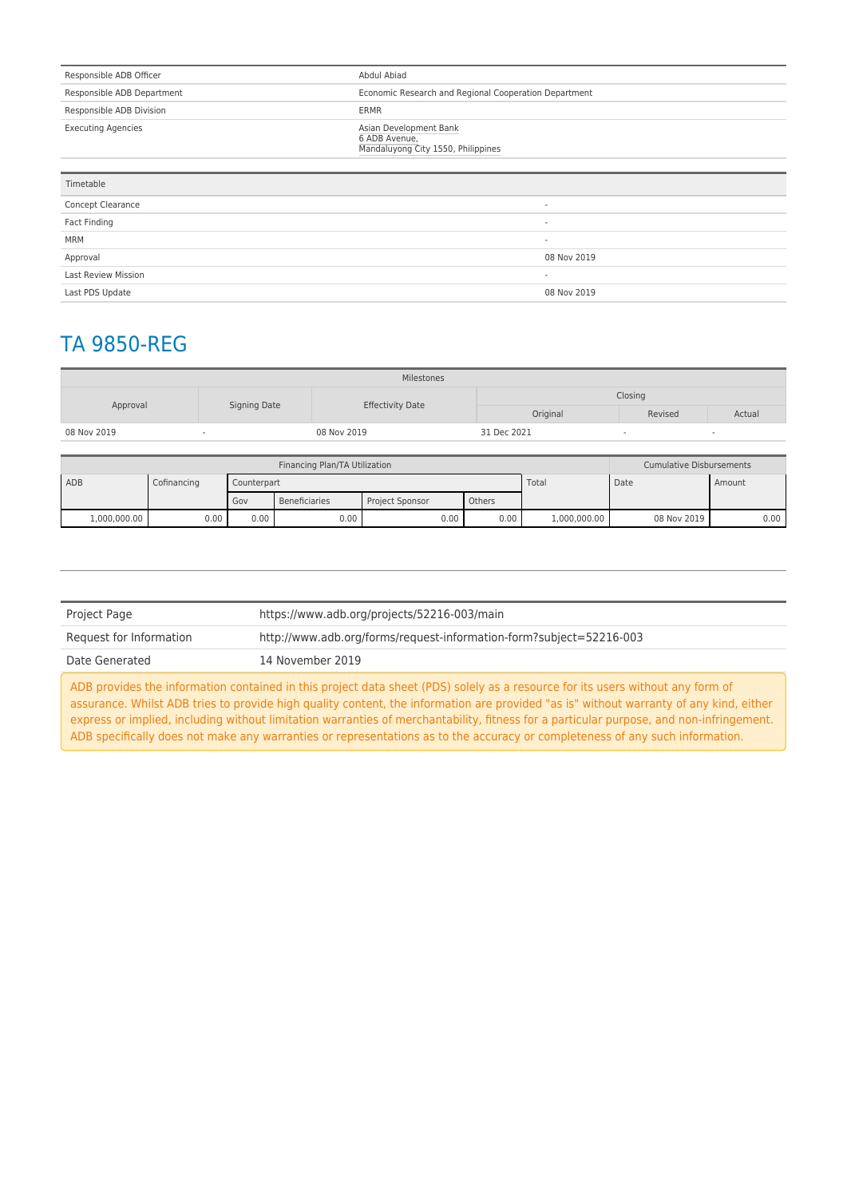| | |
|---|---|
| Responsible ADB Officer | Abdul Abiad |
| Responsible ADB Department | Economic Research and Regional Cooperation Department |
| Responsible ADB Division | ERMR |
| Executing Agencies | Asian Development Bank<br>6 ADB Avenue,<br>Mandaluyong City 1550, Philippines |

| Timetable | |
|---|---|
| Concept Clearance | - |
| Fact Finding | - |
| MRM | - |
| Approval | 08 Nov 2019 |
| Last Review Mission | - |
| Last PDS Update | 08 Nov 2019 |

## TA 9850-REG

| Milestones | | | | | |
|---|---|---|---|---|---|
| Approval | Signing Date | Effectivity Date | Closing | | |
| | | | Original | Revised | Actual |
| 08 Nov 2019 | - | 08 Nov 2019 | 31 Dec 2021 | - | - |

| Financing Plan/TA Utilization | | | | | | | Cumulative Disbursements | |
|---|---|---|---|---|---|---|---|---|
| ADB | Cofinancing | Counterpart | | | | Total | Date | Amount |
| | | Gov | Beneficiaries | Project Sponsor | Others | | | |
| 1,000,000.00 | 0.00 | 0.00 | 0.00 | 0.00 | 0.00 | 1,000,000.00 | 08 Nov 2019 | 0.00 |

| | |
|---|---|
| Project Page | https://www.adb.org/projects/52216-003/main |
| Request for Information | http://www.adb.org/forms/request-information-form?subject=52216-003 |
| Date Generated | 14 November 2019 |

ADB provides the information contained in this project data sheet (PDS) solely as a resource for its users without any form of assurance. Whilst ADB tries to provide high quality content, the information are provided "as is" without warranty of any kind, either express or implied, including without limitation warranties of merchantability, fitness for a particular purpose, and non-infringement. ADB specifically does not make any warranties or representations as to the accuracy or completeness of any such information.